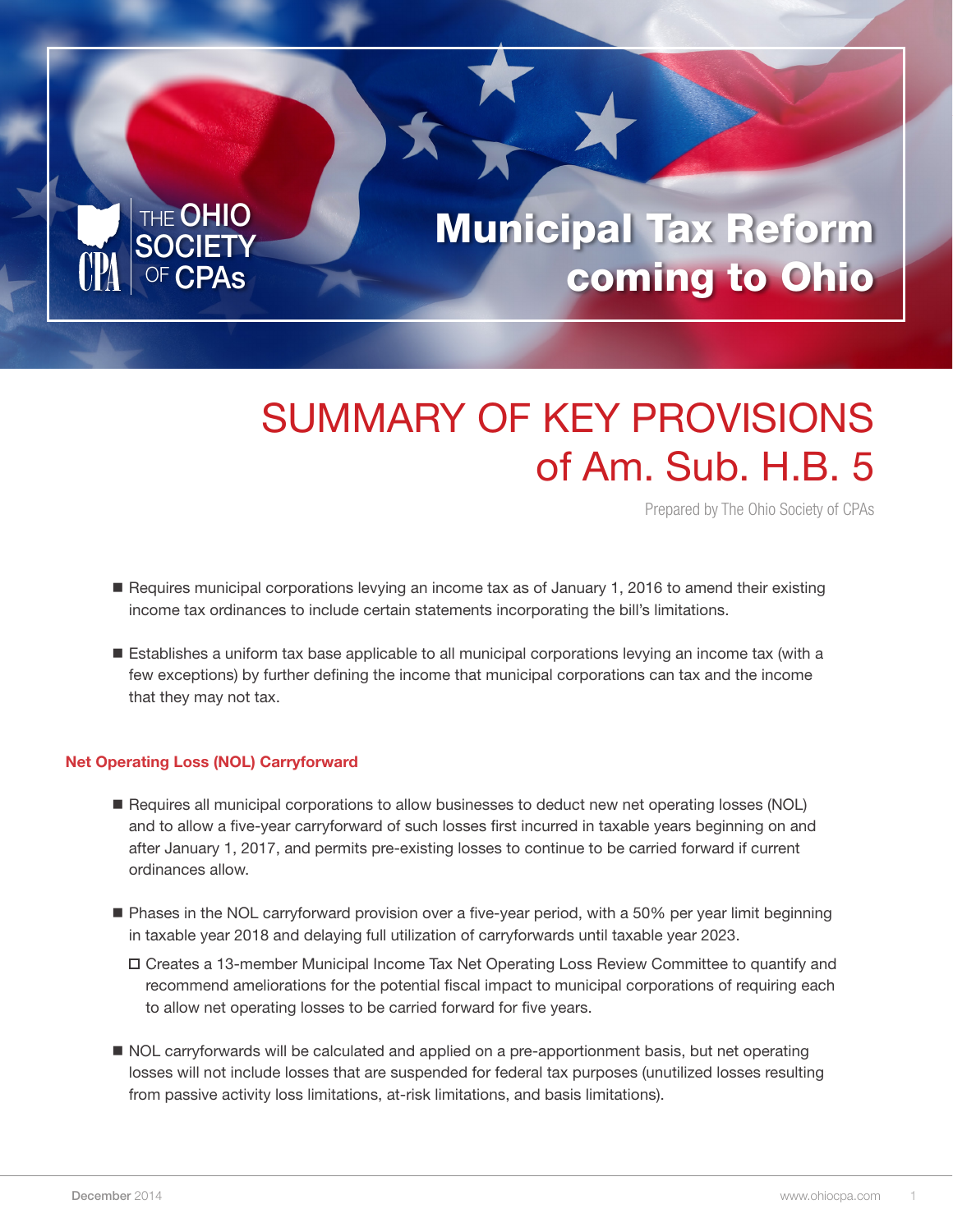# Municipal Tax Reform coming to Ohio

## SUMMARY OF KEY PROVISIONS of Am. Sub. H.B. 5

Prepared by The Ohio Society of CPAs

- Requires municipal corporations levying an income tax as of January 1, 2016 to amend their existing income tax ordinances to include certain statements incorporating the bill's limitations.

- Establishes a uniform tax base applicable to all municipal corporations levying an income tax (with a few exceptions) by further defining the income that municipal corporations can tax and the income that they may not tax.

### Net Operating Loss (NOL) Carryforward

- Requires all municipal corporations to allow businesses to deduct new net operating losses (NOL) and to allow a five-year carryforward of such losses first incurred in taxable years beginning on and after January 1, 2017, and permits pre-existing losses to continue to be carried forward if current ordinances allow.

- Phases in the NOL carryforward provision over a five-year period, with a 50% per year limit beginning in taxable year 2018 and delaying full utilization of carryforwards until taxable year 2023.
  - Creates a 13-member Municipal Income Tax Net Operating Loss Review Committee to quantify and recommend ameliorations for the potential fiscal impact to municipal corporations of requiring each to allow net operating losses to be carried forward for five years.

- NOL carryforwards will be calculated and applied on a pre-apportionment basis, but net operating losses will not include losses that are suspended for federal tax purposes (unutilized losses resulting from passive activity loss limitations, at-risk limitations, and basis limitations).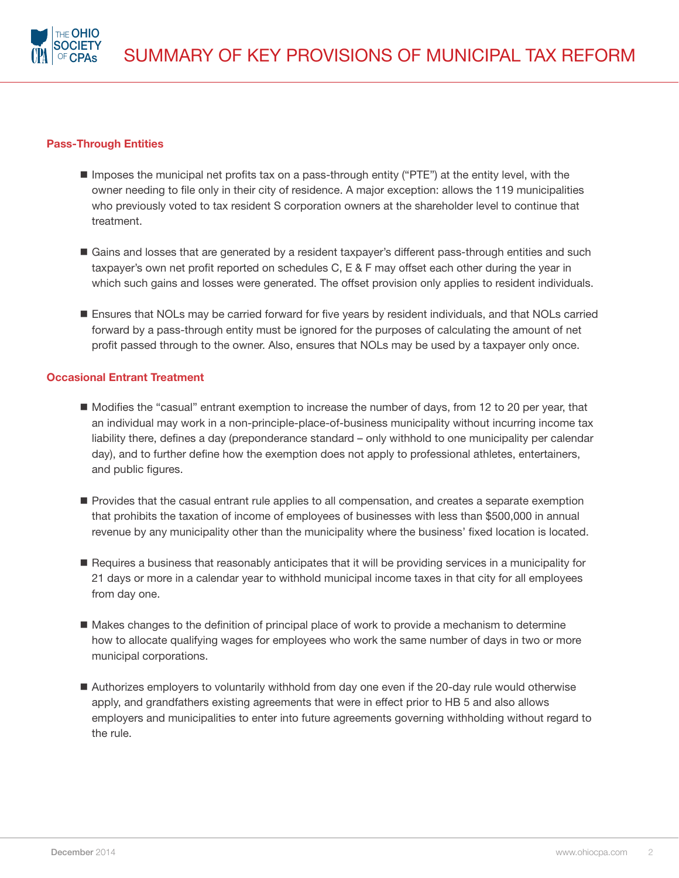### Pass-Through Entities

- Imposes the municipal net profits tax on a pass-through entity ("PTE") at the entity level, with the owner needing to file only in their city of residence. A major exception: allows the 119 municipalities who previously voted to tax resident S corporation owners at the shareholder level to continue that treatment.

- Gains and losses that are generated by a resident taxpayer's different pass-through entities and such taxpayer's own net profit reported on schedules C, E & F may offset each other during the year in which such gains and losses were generated. The offset provision only applies to resident individuals.

- Ensures that NOLs may be carried forward for five years by resident individuals, and that NOLs carried forward by a pass-through entity must be ignored for the purposes of calculating the amount of net profit passed through to the owner. Also, ensures that NOLs may be used by a taxpayer only once.

### Occasional Entrant Treatment

- Modifies the "casual" entrant exemption to increase the number of days, from 12 to 20 per year, that an individual may work in a non-principle-place-of-business municipality without incurring income tax liability there, defines a day (preponderance standard – only withhold to one municipality per calendar day), and to further define how the exemption does not apply to professional athletes, entertainers, and public figures.

- Provides that the casual entrant rule applies to all compensation, and creates a separate exemption that prohibits the taxation of income of employees of businesses with less than $500,000 in annual revenue by any municipality other than the municipality where the business' fixed location is located.

- Requires a business that reasonably anticipates that it will be providing services in a municipality for 21 days or more in a calendar year to withhold municipal income taxes in that city for all employees from day one.

- Makes changes to the definition of principal place of work to provide a mechanism to determine how to allocate qualifying wages for employees who work the same number of days in two or more municipal corporations.

- Authorizes employers to voluntarily withhold from day one even if the 20-day rule would otherwise apply, and grandfathers existing agreements that were in effect prior to HB 5 and also allows employers and municipalities to enter into future agreements governing withholding without regard to the rule.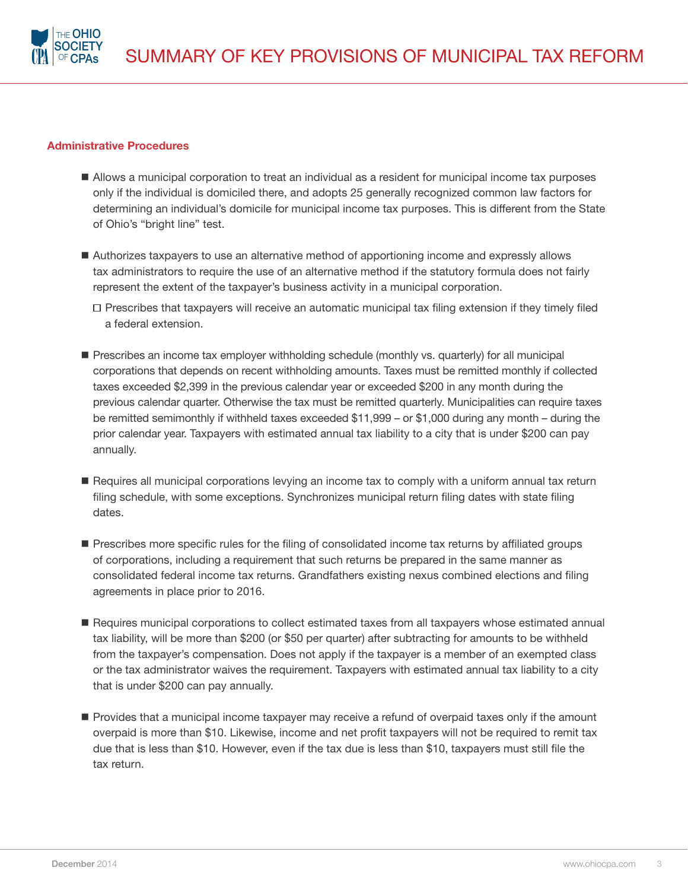# SUMMARY OF KEY PROVISIONS OF MUNICIPAL TAX REFORM

## Administrative Procedures

- Allows a municipal corporation to treat an individual as a resident for municipal income tax purposes only if the individual is domiciled there, and adopts 25 generally recognized common law factors for determining an individual's domicile for municipal income tax purposes. This is different from the State of Ohio's "bright line" test.

- Authorizes taxpayers to use an alternative method of apportioning income and expressly allows tax administrators to require the use of an alternative method if the statutory formula does not fairly represent the extent of the taxpayer's business activity in a municipal corporation.
  - Prescribes that taxpayers will receive an automatic municipal tax filing extension if they timely filed a federal extension.

- Prescribes an income tax employer withholding schedule (monthly vs. quarterly) for all municipal corporations that depends on recent withholding amounts. Taxes must be remitted monthly if collected taxes exceeded $2,399 in the previous calendar year or exceeded $200 in any month during the previous calendar quarter. Otherwise the tax must be remitted quarterly. Municipalities can require taxes be remitted semimonthly if withheld taxes exceeded $11,999 – or $1,000 during any month – during the prior calendar year. Taxpayers with estimated annual tax liability to a city that is under $200 can pay annually.

- Requires all municipal corporations levying an income tax to comply with a uniform annual tax return filing schedule, with some exceptions. Synchronizes municipal return filing dates with state filing dates.

- Prescribes more specific rules for the filing of consolidated income tax returns by affiliated groups of corporations, including a requirement that such returns be prepared in the same manner as consolidated federal income tax returns. Grandfathers existing nexus combined elections and filing agreements in place prior to 2016.

- Requires municipal corporations to collect estimated taxes from all taxpayers whose estimated annual tax liability, will be more than $200 (or $50 per quarter) after subtracting for amounts to be withheld from the taxpayer's compensation. Does not apply if the taxpayer is a member of an exempted class or the tax administrator waives the requirement. Taxpayers with estimated annual tax liability to a city that is under $200 can pay annually.

- Provides that a municipal income taxpayer may receive a refund of overpaid taxes only if the amount overpaid is more than $10. Likewise, income and net profit taxpayers will not be required to remit tax due that is less than $10. However, even if the tax due is less than $10, taxpayers must still file the tax return.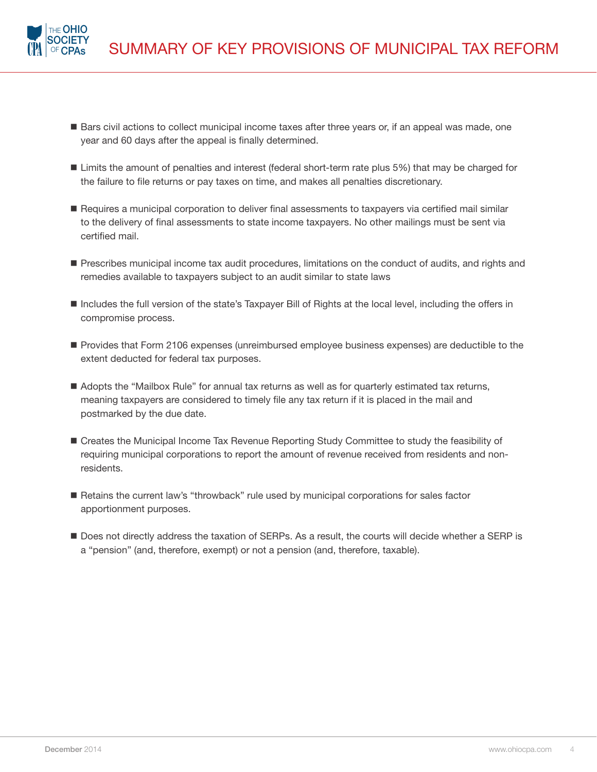# SUMMARY OF KEY PROVISIONS OF MUNICIPAL TAX REFORM

- Bars civil actions to collect municipal income taxes after three years or, if an appeal was made, one year and 60 days after the appeal is finally determined.
- Limits the amount of penalties and interest (federal short-term rate plus 5%) that may be charged for the failure to file returns or pay taxes on time, and makes all penalties discretionary.
- Requires a municipal corporation to deliver final assessments to taxpayers via certified mail similar to the delivery of final assessments to state income taxpayers. No other mailings must be sent via certified mail.
- Prescribes municipal income tax audit procedures, limitations on the conduct of audits, and rights and remedies available to taxpayers subject to an audit similar to state laws
- Includes the full version of the state's Taxpayer Bill of Rights at the local level, including the offers in compromise process.
- Provides that Form 2106 expenses (unreimbursed employee business expenses) are deductible to the extent deducted for federal tax purposes.
- Adopts the "Mailbox Rule" for annual tax returns as well as for quarterly estimated tax returns, meaning taxpayers are considered to timely file any tax return if it is placed in the mail and postmarked by the due date.
- Creates the Municipal Income Tax Revenue Reporting Study Committee to study the feasibility of requiring municipal corporations to report the amount of revenue received from residents and non-residents.
- Retains the current law's "throwback" rule used by municipal corporations for sales factor apportionment purposes.
- Does not directly address the taxation of SERPs. As a result, the courts will decide whether a SERP is a "pension" (and, therefore, exempt) or not a pension (and, therefore, taxable).